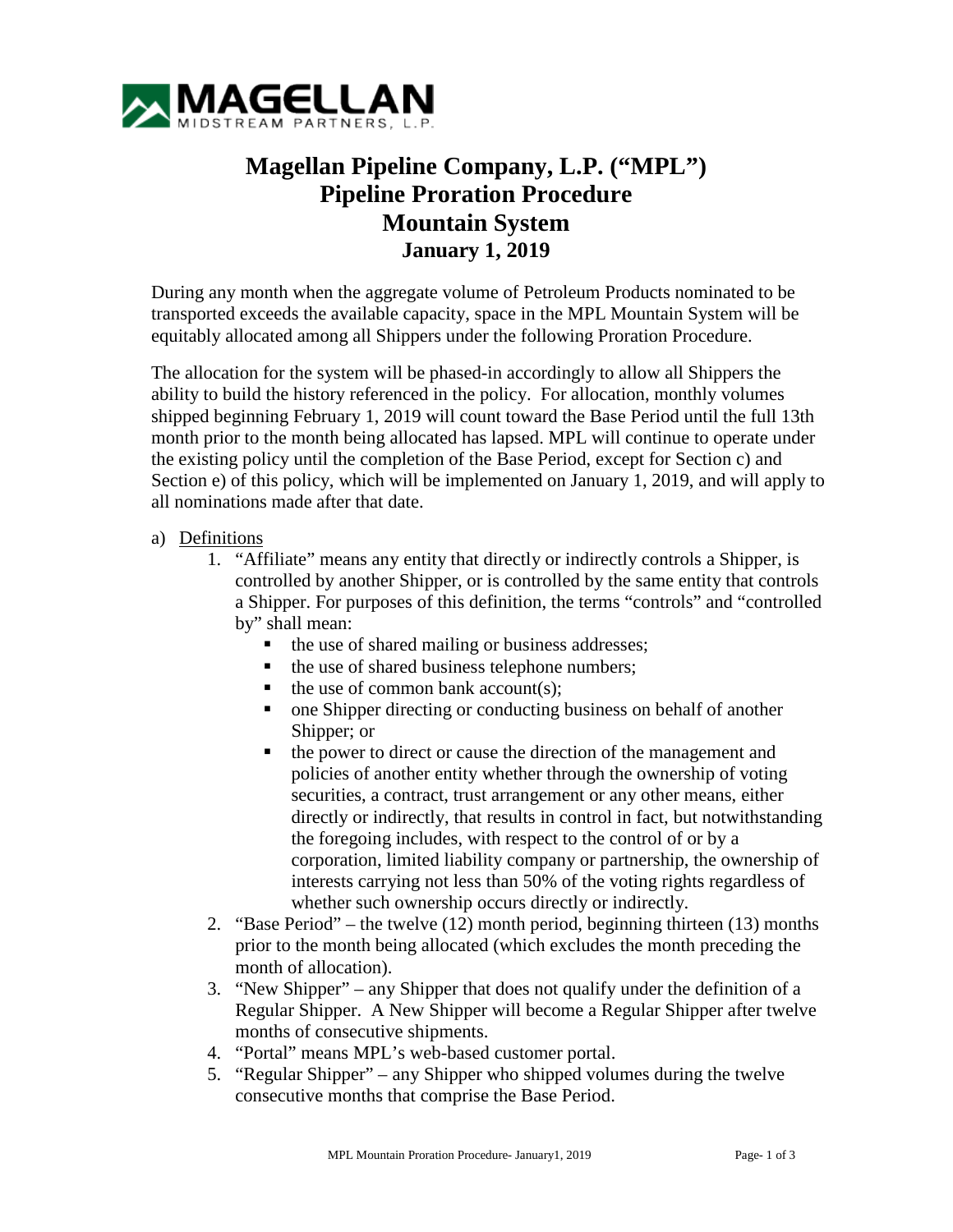# Magellan Pipeline Company, L.P. ("MPL")
# Pipeline Proration Procedure
# Mountain System
## January 1, 2019

During any month when the aggregate volume of Petroleum Products nominated to be transported exceeds the available capacity, space in the MPL Mountain System will be equitably allocated among all Shippers under the following Proration Procedure.

The allocation for the system will be phased-in accordingly to allow all Shippers the ability to build the history referenced in the policy. For allocation, monthly volumes shipped beginning February 1, 2019 will count toward the Base Period until the full 13th month prior to the month being allocated has lapsed. MPL will continue to operate under the existing policy until the completion of the Base Period, except for Section c) and Section e) of this policy, which will be implemented on January 1, 2019, and will apply to all nominations made after that date.

a) <u>Definitions</u>

1. "Affiliate" means any entity that directly or indirectly controls a Shipper, is controlled by another Shipper, or is controlled by the same entity that controls a Shipper. For purposes of this definition, the terms "controls" and "controlled by" shall mean:
   - the use of shared mailing or business addresses;
   - the use of shared business telephone numbers;
   - the use of common bank account(s);
   - one Shipper directing or conducting business on behalf of another Shipper; or
   - the power to direct or cause the direction of the management and policies of another entity whether through the ownership of voting securities, a contract, trust arrangement or any other means, either directly or indirectly, that results in control in fact, but notwithstanding the foregoing includes, with respect to the control of or by a corporation, limited liability company or partnership, the ownership of interests carrying not less than 50% of the voting rights regardless of whether such ownership occurs directly or indirectly.
2. "Base Period" – the twelve (12) month period, beginning thirteen (13) months prior to the month being allocated (which excludes the month preceding the month of allocation).
3. "New Shipper" – any Shipper that does not qualify under the definition of a Regular Shipper. A New Shipper will become a Regular Shipper after twelve months of consecutive shipments.
4. "Portal" means MPL's web-based customer portal.
5. "Regular Shipper" – any Shipper who shipped volumes during the twelve consecutive months that comprise the Base Period.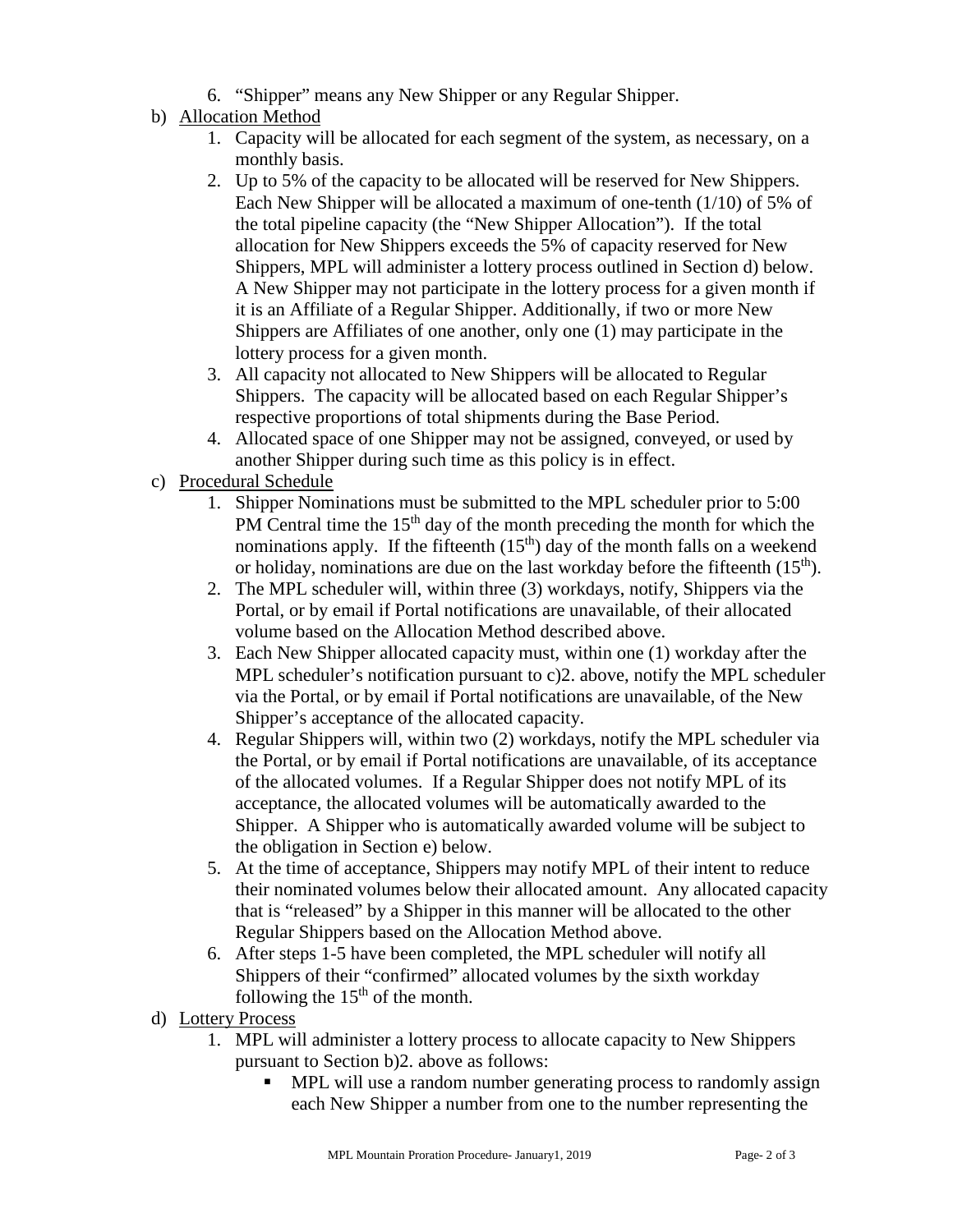6. “Shipper” means any New Shipper or any Regular Shipper.

b) Allocation Method

1. Capacity will be allocated for each segment of the system, as necessary, on a monthly basis.
2. Up to 5% of the capacity to be allocated will be reserved for New Shippers. Each New Shipper will be allocated a maximum of one-tenth (1/10) of 5% of the total pipeline capacity (the “New Shipper Allocation”). If the total allocation for New Shippers exceeds the 5% of capacity reserved for New Shippers, MPL will administer a lottery process outlined in Section d) below. A New Shipper may not participate in the lottery process for a given month if it is an Affiliate of a Regular Shipper. Additionally, if two or more New Shippers are Affiliates of one another, only one (1) may participate in the lottery process for a given month.
3. All capacity not allocated to New Shippers will be allocated to Regular Shippers. The capacity will be allocated based on each Regular Shipper’s respective proportions of total shipments during the Base Period.
4. Allocated space of one Shipper may not be assigned, conveyed, or used by another Shipper during such time as this policy is in effect.

c) Procedural Schedule

1. Shipper Nominations must be submitted to the MPL scheduler prior to 5:00 PM Central time the 15th day of the month preceding the month for which the nominations apply. If the fifteenth (15th) day of the month falls on a weekend or holiday, nominations are due on the last workday before the fifteenth (15th).
2. The MPL scheduler will, within three (3) workdays, notify, Shippers via the Portal, or by email if Portal notifications are unavailable, of their allocated volume based on the Allocation Method described above.
3. Each New Shipper allocated capacity must, within one (1) workday after the MPL scheduler’s notification pursuant to c)2. above, notify the MPL scheduler via the Portal, or by email if Portal notifications are unavailable, of the New Shipper’s acceptance of the allocated capacity.
4. Regular Shippers will, within two (2) workdays, notify the MPL scheduler via the Portal, or by email if Portal notifications are unavailable, of its acceptance of the allocated volumes. If a Regular Shipper does not notify MPL of its acceptance, the allocated volumes will be automatically awarded to the Shipper. A Shipper who is automatically awarded volume will be subject to the obligation in Section e) below.
5. At the time of acceptance, Shippers may notify MPL of their intent to reduce their nominated volumes below their allocated amount. Any allocated capacity that is “released” by a Shipper in this manner will be allocated to the other Regular Shippers based on the Allocation Method above.
6. After steps 1-5 have been completed, the MPL scheduler will notify all Shippers of their “confirmed” allocated volumes by the sixth workday following the 15th of the month.

d) Lottery Process

1. MPL will administer a lottery process to allocate capacity to New Shippers pursuant to Section b)2. above as follows:
   - MPL will use a random number generating process to randomly assign each New Shipper a number from one to the number representing the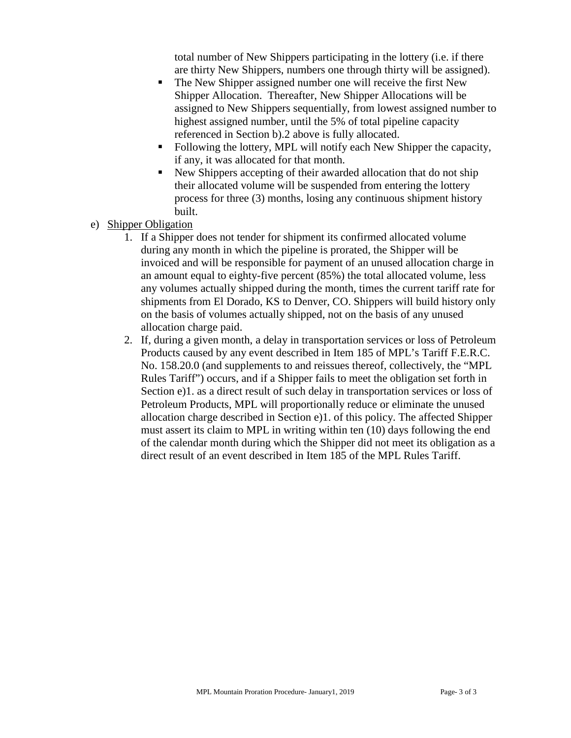total number of New Shippers participating in the lottery (i.e. if there are thirty New Shippers, numbers one through thirty will be assigned).

- The New Shipper assigned number one will receive the first New Shipper Allocation. Thereafter, New Shipper Allocations will be assigned to New Shippers sequentially, from lowest assigned number to highest assigned number, until the 5% of total pipeline capacity referenced in Section b).2 above is fully allocated.
- Following the lottery, MPL will notify each New Shipper the capacity, if any, it was allocated for that month.
- New Shippers accepting of their awarded allocation that do not ship their allocated volume will be suspended from entering the lottery process for three (3) months, losing any continuous shipment history built.

e) <u>Shipper Obligation</u>

1. If a Shipper does not tender for shipment its confirmed allocated volume during any month in which the pipeline is prorated, the Shipper will be invoiced and will be responsible for payment of an unused allocation charge in an amount equal to eighty-five percent (85%) the total allocated volume, less any volumes actually shipped during the month, times the current tariff rate for shipments from El Dorado, KS to Denver, CO. Shippers will build history only on the basis of volumes actually shipped, not on the basis of any unused allocation charge paid.
2. If, during a given month, a delay in transportation services or loss of Petroleum Products caused by any event described in Item 185 of MPL's Tariff F.E.R.C. No. 158.20.0 (and supplements to and reissues thereof, collectively, the "MPL Rules Tariff") occurs, and if a Shipper fails to meet the obligation set forth in Section e)1. as a direct result of such delay in transportation services or loss of Petroleum Products, MPL will proportionally reduce or eliminate the unused allocation charge described in Section e)1. of this policy. The affected Shipper must assert its claim to MPL in writing within ten (10) days following the end of the calendar month during which the Shipper did not meet its obligation as a direct result of an event described in Item 185 of the MPL Rules Tariff.